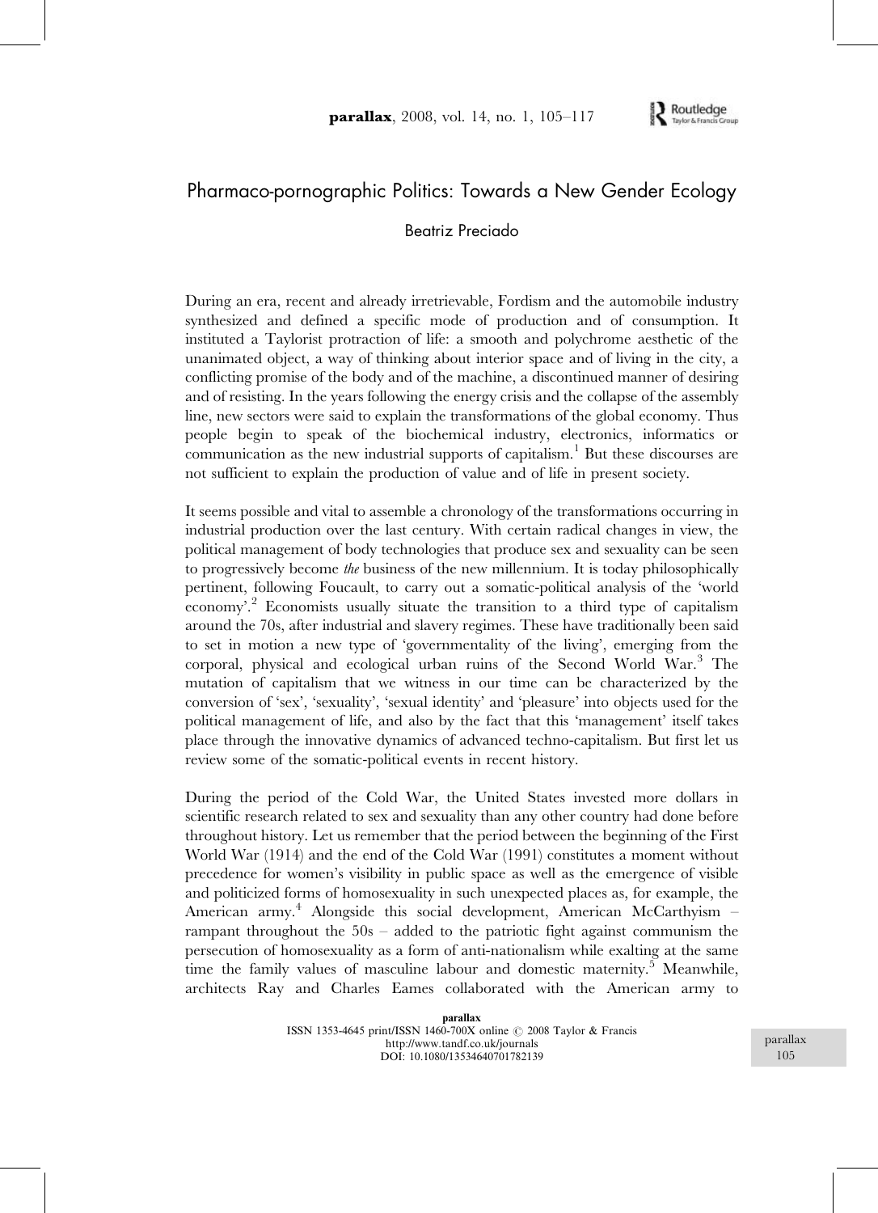# Pharmaco-pornographic Politics: Towards a New Gender Ecology

Beatriz Preciado

During an era, recent and already irretrievable, Fordism and the automobile industry synthesized and defined a specific mode of production and of consumption. It instituted a Taylorist protraction of life: a smooth and polychrome aesthetic of the unanimated object, a way of thinking about interior space and of living in the city, a conflicting promise of the body and of the machine, a discontinued manner of desiring and of resisting. In the years following the energy crisis and the collapse of the assembly line, new sectors were said to explain the transformations of the global economy. Thus people begin to speak of the biochemical industry, electronics, informatics or communication as the new industrial supports of capitalism.[1] But these discourses are not sufficient to explain the production of value and of life in present society.

It seems possible and vital to assemble a chronology of the transformations occurring in industrial production over the last century. With certain radical changes in view, the political management of body technologies that produce sex and sexuality can be seen to progressively become *the* business of the new millennium. It is today philosophically pertinent, following Foucault, to carry out a somatic-political analysis of the 'world economy'.[2] Economists usually situate the transition to a third type of capitalism around the 70s, after industrial and slavery regimes. These have traditionally been said to set in motion a new type of 'governmentality of the living', emerging from the corporal, physical and ecological urban ruins of the Second World War.[3] The mutation of capitalism that we witness in our time can be characterized by the conversion of 'sex', 'sexuality', 'sexual identity' and 'pleasure' into objects used for the political management of life, and also by the fact that this 'management' itself takes place through the innovative dynamics of advanced techno-capitalism. But first let us review some of the somatic-political events in recent history.

During the period of the Cold War, the United States invested more dollars in scientific research related to sex and sexuality than any other country had done before throughout history. Let us remember that the period between the beginning of the First World War (1914) and the end of the Cold War (1991) constitutes a moment without precedence for women's visibility in public space as well as the emergence of visible and politicized forms of homosexuality in such unexpected places as, for example, the American army.[4] Alongside this social development, American McCarthyism – rampant throughout the 50s – added to the patriotic fight against communism the persecution of homosexuality as a form of anti-nationalism while exalting at the same time the family values of masculine labour and domestic maternity.[5] Meanwhile, architects Ray and Charles Eames collaborated with the American army to

parallax
ISSN 1353-4645 print/ISSN 1460-700X online © 2008 Taylor & Francis
http://www.tandf.co.uk/journals
DOI: 10.1080/13534640701782139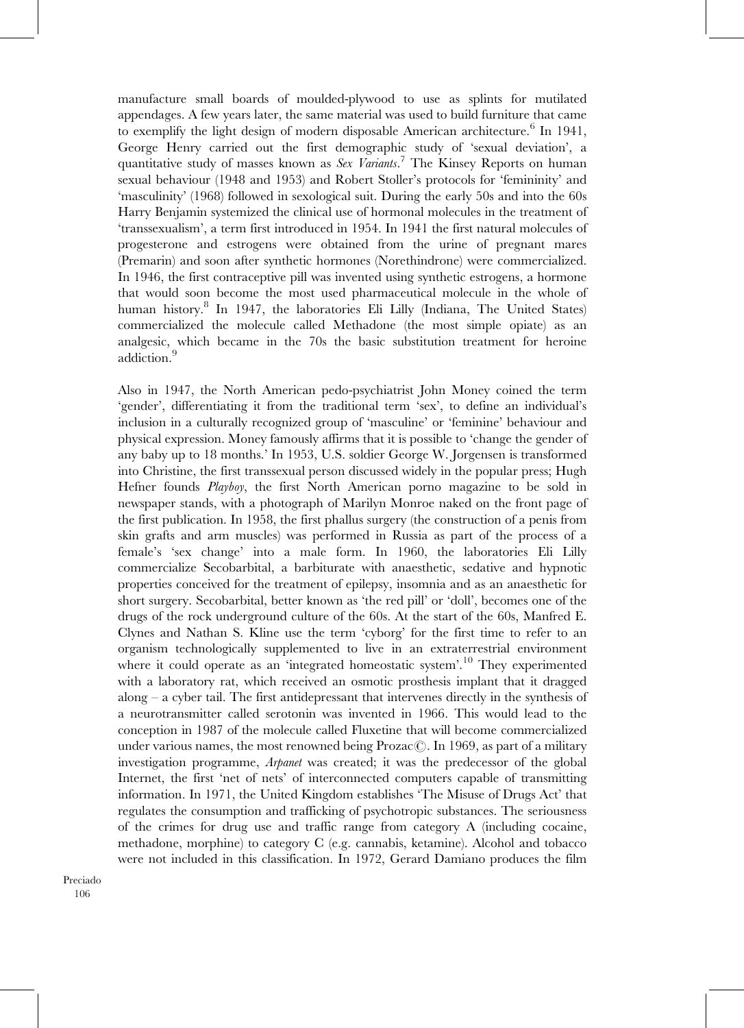manufacture small boards of moulded-plywood to use as splints for mutilated appendages. A few years later, the same material was used to build furniture that came to exemplify the light design of modern disposable American architecture.[6] In 1941, George Henry carried out the first demographic study of 'sexual deviation', a quantitative study of masses known as *Sex Variants*.[7] The Kinsey Reports on human sexual behaviour (1948 and 1953) and Robert Stoller's protocols for 'femininity' and 'masculinity' (1968) followed in sexological suit. During the early 50s and into the 60s Harry Benjamin systemized the clinical use of hormonal molecules in the treatment of 'transsexualism', a term first introduced in 1954. In 1941 the first natural molecules of progesterone and estrogens were obtained from the urine of pregnant mares (Premarin) and soon after synthetic hormones (Norethindrone) were commercialized. In 1946, the first contraceptive pill was invented using synthetic estrogens, a hormone that would soon become the most used pharmaceutical molecule in the whole of human history.[8] In 1947, the laboratories Eli Lilly (Indiana, The United States) commercialized the molecule called Methadone (the most simple opiate) as an analgesic, which became in the 70s the basic substitution treatment for heroine addiction.[9]

Also in 1947, the North American pedo-psychiatrist John Money coined the term 'gender', differentiating it from the traditional term 'sex', to define an individual's inclusion in a culturally recognized group of 'masculine' or 'feminine' behaviour and physical expression. Money famously affirms that it is possible to 'change the gender of any baby up to 18 months.' In 1953, U.S. soldier George W. Jorgensen is transformed into Christine, the first transsexual person discussed widely in the popular press; Hugh Hefner founds *Playboy*, the first North American porno magazine to be sold in newspaper stands, with a photograph of Marilyn Monroe naked on the front page of the first publication. In 1958, the first phallus surgery (the construction of a penis from skin grafts and arm muscles) was performed in Russia as part of the process of a female's 'sex change' into a male form. In 1960, the laboratories Eli Lilly commercialize Secobarbital, a barbiturate with anaesthetic, sedative and hypnotic properties conceived for the treatment of epilepsy, insomnia and as an anaesthetic for short surgery. Secobarbital, better known as 'the red pill' or 'doll', becomes one of the drugs of the rock underground culture of the 60s. At the start of the 60s, Manfred E. Clynes and Nathan S. Kline use the term 'cyborg' for the first time to refer to an organism technologically supplemented to live in an extraterrestrial environment where it could operate as an 'integrated homeostatic system'.[10] They experimented with a laboratory rat, which received an osmotic prosthesis implant that it dragged along – a cyber tail. The first antidepressant that intervenes directly in the synthesis of a neurotransmitter called serotonin was invented in 1966. This would lead to the conception in 1987 of the molecule called Fluxetine that will become commercialized under various names, the most renowned being Prozac©. In 1969, as part of a military investigation programme, *Arpanet* was created; it was the predecessor of the global Internet, the first 'net of nets' of interconnected computers capable of transmitting information. In 1971, the United Kingdom establishes 'The Misuse of Drugs Act' that regulates the consumption and trafficking of psychotropic substances. The seriousness of the crimes for drug use and traffic range from category A (including cocaine, methadone, morphine) to category C (e.g. cannabis, ketamine). Alcohol and tobacco were not included in this classification. In 1972, Gerard Damiano produces the film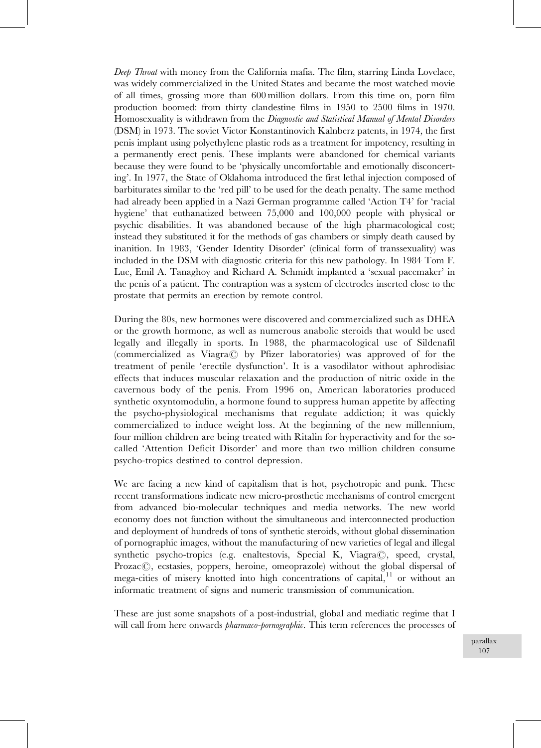*Deep Throat* with money from the California mafia. The film, starring Linda Lovelace, was widely commercialized in the United States and became the most watched movie of all times, grossing more than 600 million dollars. From this time on, porn film production boomed: from thirty clandestine films in 1950 to 2500 films in 1970. Homosexuality is withdrawn from the *Diagnostic and Statistical Manual of Mental Disorders* (DSM) in 1973. The soviet Victor Konstantinovich Kalnberz patents, in 1974, the first penis implant using polyethylene plastic rods as a treatment for impotency, resulting in a permanently erect penis. These implants were abandoned for chemical variants because they were found to be 'physically uncomfortable and emotionally disconcerting'. In 1977, the State of Oklahoma introduced the first lethal injection composed of barbiturates similar to the 'red pill' to be used for the death penalty. The same method had already been applied in a Nazi German programme called 'Action T4' for 'racial hygiene' that euthanatized between 75,000 and 100,000 people with physical or psychic disabilities. It was abandoned because of the high pharmacological cost; instead they substituted it for the methods of gas chambers or simply death caused by inanition. In 1983, 'Gender Identity Disorder' (clinical form of transsexuality) was included in the DSM with diagnostic criteria for this new pathology. In 1984 Tom F. Lue, Emil A. Tanaghoy and Richard A. Schmidt implanted a 'sexual pacemaker' in the penis of a patient. The contraption was a system of electrodes inserted close to the prostate that permits an erection by remote control.

During the 80s, new hormones were discovered and commercialized such as DHEA or the growth hormone, as well as numerous anabolic steroids that would be used legally and illegally in sports. In 1988, the pharmacological use of Sildenafil (commercialized as Viagra© by Pfizer laboratories) was approved of for the treatment of penile 'erectile dysfunction'. It is a vasodilator without aphrodisiac effects that induces muscular relaxation and the production of nitric oxide in the cavernous body of the penis. From 1996 on, American laboratories produced synthetic oxyntomodulin, a hormone found to suppress human appetite by affecting the psycho-physiological mechanisms that regulate addiction; it was quickly commercialized to induce weight loss. At the beginning of the new millennium, four million children are being treated with Ritalin for hyperactivity and for the so-called 'Attention Deficit Disorder' and more than two million children consume psycho-tropics destined to control depression.

We are facing a new kind of capitalism that is hot, psychotropic and punk. These recent transformations indicate new micro-prosthetic mechanisms of control emergent from advanced bio-molecular techniques and media networks. The new world economy does not function without the simultaneous and interconnected production and deployment of hundreds of tons of synthetic steroids, without global dissemination of pornographic images, without the manufacturing of new varieties of legal and illegal synthetic psycho-tropics (e.g. enaltestovis, Special K, Viagra©, speed, crystal, Prozac©, ecstasies, poppers, heroine, omeoprazole) without the global dispersal of mega-cities of misery knotted into high concentrations of capital,[11] or without an informatic treatment of signs and numeric transmission of communication.

These are just some snapshots of a post-industrial, global and mediatic regime that I will call from here onwards *pharmaco-pornographic*. This term references the processes of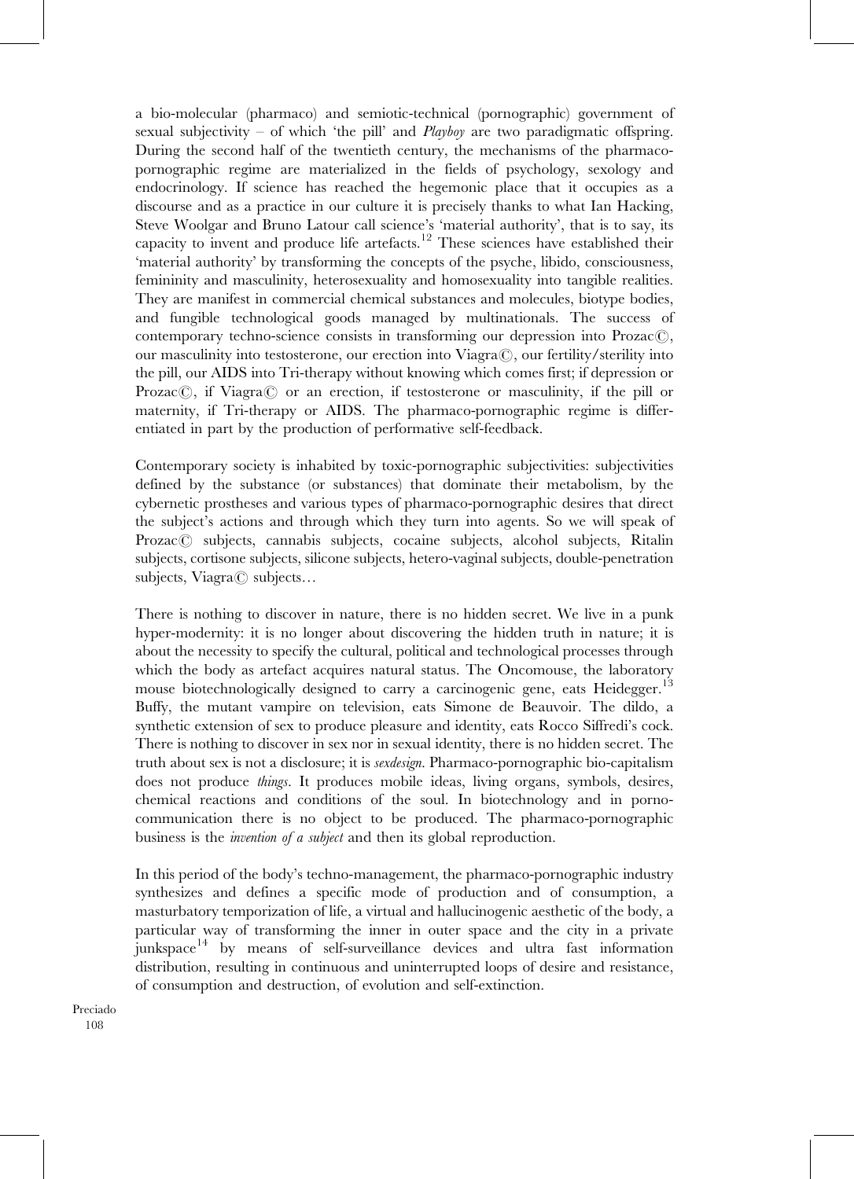a bio-molecular (pharmaco) and semiotic-technical (pornographic) government of sexual subjectivity – of which 'the pill' and *Playboy* are two paradigmatic offspring. During the second half of the twentieth century, the mechanisms of the pharmaco-pornographic regime are materialized in the fields of psychology, sexology and endocrinology. If science has reached the hegemonic place that it occupies as a discourse and as a practice in our culture it is precisely thanks to what Ian Hacking, Steve Woolgar and Bruno Latour call science's 'material authority', that is to say, its capacity to invent and produce life artefacts.[12] These sciences have established their 'material authority' by transforming the concepts of the psyche, libido, consciousness, femininity and masculinity, heterosexuality and homosexuality into tangible realities. They are manifest in commercial chemical substances and molecules, biotype bodies, and fungible technological goods managed by multinationals. The success of contemporary techno-science consists in transforming our depression into Prozac©, our masculinity into testosterone, our erection into Viagra©, our fertility/sterility into the pill, our AIDS into Tri-therapy without knowing which comes first; if depression or Prozac©, if Viagra© or an erection, if testosterone or masculinity, if the pill or maternity, if Tri-therapy or AIDS. The pharmaco-pornographic regime is differentiated in part by the production of performative self-feedback.

Contemporary society is inhabited by toxic-pornographic subjectivities: subjectivities defined by the substance (or substances) that dominate their metabolism, by the cybernetic prostheses and various types of pharmaco-pornographic desires that direct the subject's actions and through which they turn into agents. So we will speak of Prozac© subjects, cannabis subjects, cocaine subjects, alcohol subjects, Ritalin subjects, cortisone subjects, silicone subjects, hetero-vaginal subjects, double-penetration subjects, Viagra© subjects…

There is nothing to discover in nature, there is no hidden secret. We live in a punk hyper-modernity: it is no longer about discovering the hidden truth in nature; it is about the necessity to specify the cultural, political and technological processes through which the body as artefact acquires natural status. The Oncomouse, the laboratory mouse biotechnologically designed to carry a carcinogenic gene, eats Heidegger.[13] Buffy, the mutant vampire on television, eats Simone de Beauvoir. The dildo, a synthetic extension of sex to produce pleasure and identity, eats Rocco Siffredi's cock. There is nothing to discover in sex nor in sexual identity, there is no hidden secret. The truth about sex is not a disclosure; it is *sexdesign*. Pharmaco-pornographic bio-capitalism does not produce *things*. It produces mobile ideas, living organs, symbols, desires, chemical reactions and conditions of the soul. In biotechnology and in porno-communication there is no object to be produced. The pharmaco-pornographic business is the *invention of a subject* and then its global reproduction.

In this period of the body's techno-management, the pharmaco-pornographic industry synthesizes and defines a specific mode of production and of consumption, a masturbatory temporization of life, a virtual and hallucinogenic aesthetic of the body, a particular way of transforming the inner in outer space and the city in a private junkspace[14] by means of self-surveillance devices and ultra fast information distribution, resulting in continuous and uninterrupted loops of desire and resistance, of consumption and destruction, of evolution and self-extinction.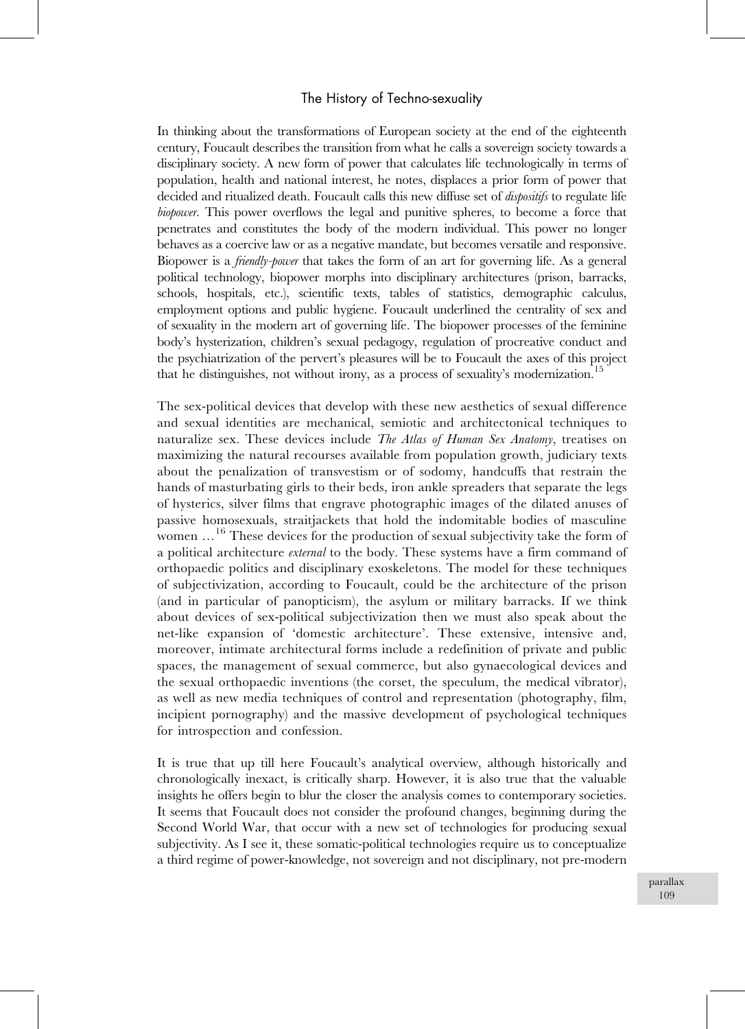In thinking about the transformations of European society at the end of the eighteenth century, Foucault describes the transition from what he calls a sovereign society towards a disciplinary society. A new form of power that calculates life technologically in terms of population, health and national interest, he notes, displaces a prior form of power that decided and ritualized death. Foucault calls this new diffuse set of *dispositifs* to regulate life *biopower*. This power overflows the legal and punitive spheres, to become a force that penetrates and constitutes the body of the modern individual. This power no longer behaves as a coercive law or as a negative mandate, but becomes versatile and responsive. Biopower is a *friendly-power* that takes the form of an art for governing life. As a general political technology, biopower morphs into disciplinary architectures (prison, barracks, schools, hospitals, etc.), scientific texts, tables of statistics, demographic calculus, employment options and public hygiene. Foucault underlined the centrality of sex and of sexuality in the modern art of governing life. The biopower processes of the feminine body's hysterization, children's sexual pedagogy, regulation of procreative conduct and the psychiatrization of the pervert's pleasures will be to Foucault the axes of this project that he distinguishes, not without irony, as a process of sexuality's modernization.[15]

The sex-political devices that develop with these new aesthetics of sexual difference and sexual identities are mechanical, semiotic and architectonical techniques to naturalize sex. These devices include *The Atlas of Human Sex Anatomy*, treatises on maximizing the natural recourses available from population growth, judiciary texts about the penalization of transvestism or of sodomy, handcuffs that restrain the hands of masturbating girls to their beds, iron ankle spreaders that separate the legs of hysterics, silver films that engrave photographic images of the dilated anuses of passive homosexuals, straitjackets that hold the indomitable bodies of masculine women …[16] These devices for the production of sexual subjectivity take the form of a political architecture *external* to the body. These systems have a firm command of orthopaedic politics and disciplinary exoskeletons. The model for these techniques of subjectivization, according to Foucault, could be the architecture of the prison (and in particular of panopticism), the asylum or military barracks. If we think about devices of sex-political subjectivization then we must also speak about the net-like expansion of 'domestic architecture'. These extensive, intensive and, moreover, intimate architectural forms include a redefinition of private and public spaces, the management of sexual commerce, but also gynaecological devices and the sexual orthopaedic inventions (the corset, the speculum, the medical vibrator), as well as new media techniques of control and representation (photography, film, incipient pornography) and the massive development of psychological techniques for introspection and confession.

It is true that up till here Foucault's analytical overview, although historically and chronologically inexact, is critically sharp. However, it is also true that the valuable insights he offers begin to blur the closer the analysis comes to contemporary societies. It seems that Foucault does not consider the profound changes, beginning during the Second World War, that occur with a new set of technologies for producing sexual subjectivity. As I see it, these somatic-political technologies require us to conceptualize a third regime of power-knowledge, not sovereign and not disciplinary, not pre-modern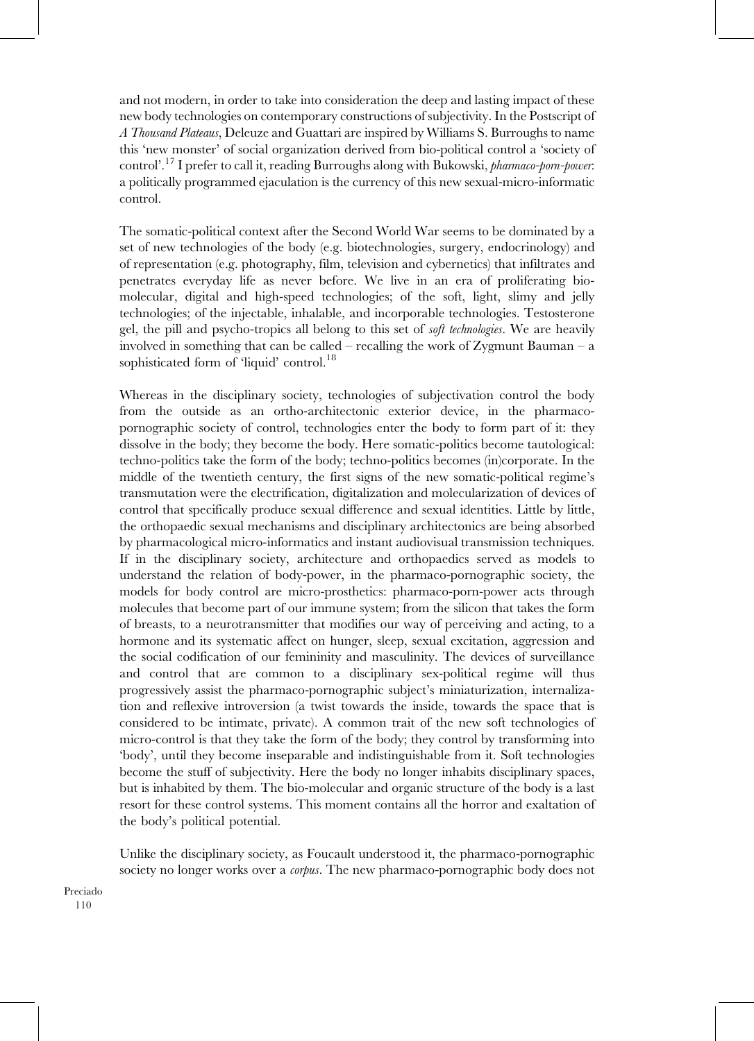and not modern, in order to take into consideration the deep and lasting impact of these new body technologies on contemporary constructions of subjectivity. In the Postscript of *A Thousand Plateaus*, Deleuze and Guattari are inspired by Williams S. Burroughs to name this 'new monster' of social organization derived from bio-political control a 'society of control'.[17] I prefer to call it, reading Burroughs along with Bukowski, *pharmaco-porn-power*: a politically programmed ejaculation is the currency of this new sexual-micro-informatic control.

The somatic-political context after the Second World War seems to be dominated by a set of new technologies of the body (e.g. biotechnologies, surgery, endocrinology) and of representation (e.g. photography, film, television and cybernetics) that infiltrates and penetrates everyday life as never before. We live in an era of proliferating bio-molecular, digital and high-speed technologies; of the soft, light, slimy and jelly technologies; of the injectable, inhalable, and incorporable technologies. Testosterone gel, the pill and psycho-tropics all belong to this set of *soft technologies*. We are heavily involved in something that can be called – recalling the work of Zygmunt Bauman – a sophisticated form of 'liquid' control.[18]

Whereas in the disciplinary society, technologies of subjectivation control the body from the outside as an ortho-architectonic exterior device, in the pharmaco-pornographic society of control, technologies enter the body to form part of it: they dissolve in the body; they become the body. Here somatic-politics become tautological: techno-politics take the form of the body; techno-politics becomes (in)corporate. In the middle of the twentieth century, the first signs of the new somatic-political regime's transmutation were the electrification, digitalization and molecularization of devices of control that specifically produce sexual difference and sexual identities. Little by little, the orthopaedic sexual mechanisms and disciplinary architectonics are being absorbed by pharmacological micro-informatics and instant audiovisual transmission techniques. If in the disciplinary society, architecture and orthopaedics served as models to understand the relation of body-power, in the pharmaco-pornographic society, the models for body control are micro-prosthetics: pharmaco-porn-power acts through molecules that become part of our immune system; from the silicon that takes the form of breasts, to a neurotransmitter that modifies our way of perceiving and acting, to a hormone and its systematic affect on hunger, sleep, sexual excitation, aggression and the social codification of our femininity and masculinity. The devices of surveillance and control that are common to a disciplinary sex-political regime will thus progressively assist the pharmaco-pornographic subject's miniaturization, internalization and reflexive introversion (a twist towards the inside, towards the space that is considered to be intimate, private). A common trait of the new soft technologies of micro-control is that they take the form of the body; they control by transforming into 'body', until they become inseparable and indistinguishable from it. Soft technologies become the stuff of subjectivity. Here the body no longer inhabits disciplinary spaces, but is inhabited by them. The bio-molecular and organic structure of the body is a last resort for these control systems. This moment contains all the horror and exaltation of the body's political potential.

Unlike the disciplinary society, as Foucault understood it, the pharmaco-pornographic society no longer works over a *corpus*. The new pharmaco-pornographic body does not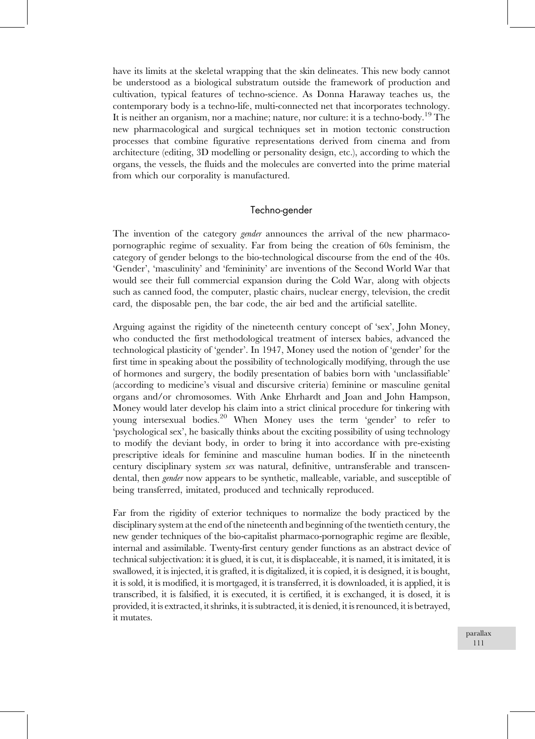have its limits at the skeletal wrapping that the skin delineates. This new body cannot be understood as a biological substratum outside the framework of production and cultivation, typical features of techno-science. As Donna Haraway teaches us, the contemporary body is a techno-life, multi-connected net that incorporates technology. It is neither an organism, nor a machine; nature, nor culture: it is a techno-body.[19] The new pharmacological and surgical techniques set in motion tectonic construction processes that combine figurative representations derived from cinema and from architecture (editing, 3D modelling or personality design, etc.), according to which the organs, the vessels, the fluids and the molecules are converted into the prime material from which our corporality is manufactured.

## Techno-gender

The invention of the category *gender* announces the arrival of the new pharmaco-pornographic regime of sexuality. Far from being the creation of 60s feminism, the category of gender belongs to the bio-technological discourse from the end of the 40s. 'Gender', 'masculinity' and 'femininity' are inventions of the Second World War that would see their full commercial expansion during the Cold War, along with objects such as canned food, the computer, plastic chairs, nuclear energy, television, the credit card, the disposable pen, the bar code, the air bed and the artificial satellite.

Arguing against the rigidity of the nineteenth century concept of 'sex', John Money, who conducted the first methodological treatment of intersex babies, advanced the technological plasticity of 'gender'. In 1947, Money used the notion of 'gender' for the first time in speaking about the possibility of technologically modifying, through the use of hormones and surgery, the bodily presentation of babies born with 'unclassifiable' (according to medicine's visual and discursive criteria) feminine or masculine genital organs and/or chromosomes. With Anke Ehrhardt and Joan and John Hampson, Money would later develop his claim into a strict clinical procedure for tinkering with young intersexual bodies.[20] When Money uses the term 'gender' to refer to 'psychological sex', he basically thinks about the exciting possibility of using technology to modify the deviant body, in order to bring it into accordance with pre-existing prescriptive ideals for feminine and masculine human bodies. If in the nineteenth century disciplinary system *sex* was natural, definitive, untransferable and transcendental, then *gender* now appears to be synthetic, malleable, variable, and susceptible of being transferred, imitated, produced and technically reproduced.

Far from the rigidity of exterior techniques to normalize the body practiced by the disciplinary system at the end of the nineteenth and beginning of the twentieth century, the new gender techniques of the bio-capitalist pharmaco-pornographic regime are flexible, internal and assimilable. Twenty-first century gender functions as an abstract device of technical subjectivation: it is glued, it is cut, it is displaceable, it is named, it is imitated, it is swallowed, it is injected, it is grafted, it is digitalized, it is copied, it is designed, it is bought, it is sold, it is modified, it is mortgaged, it is transferred, it is downloaded, it is applied, it is transcribed, it is falsified, it is executed, it is certified, it is exchanged, it is dosed, it is provided, it is extracted, it shrinks, it is subtracted, it is denied, it is renounced, it is betrayed, it mutates.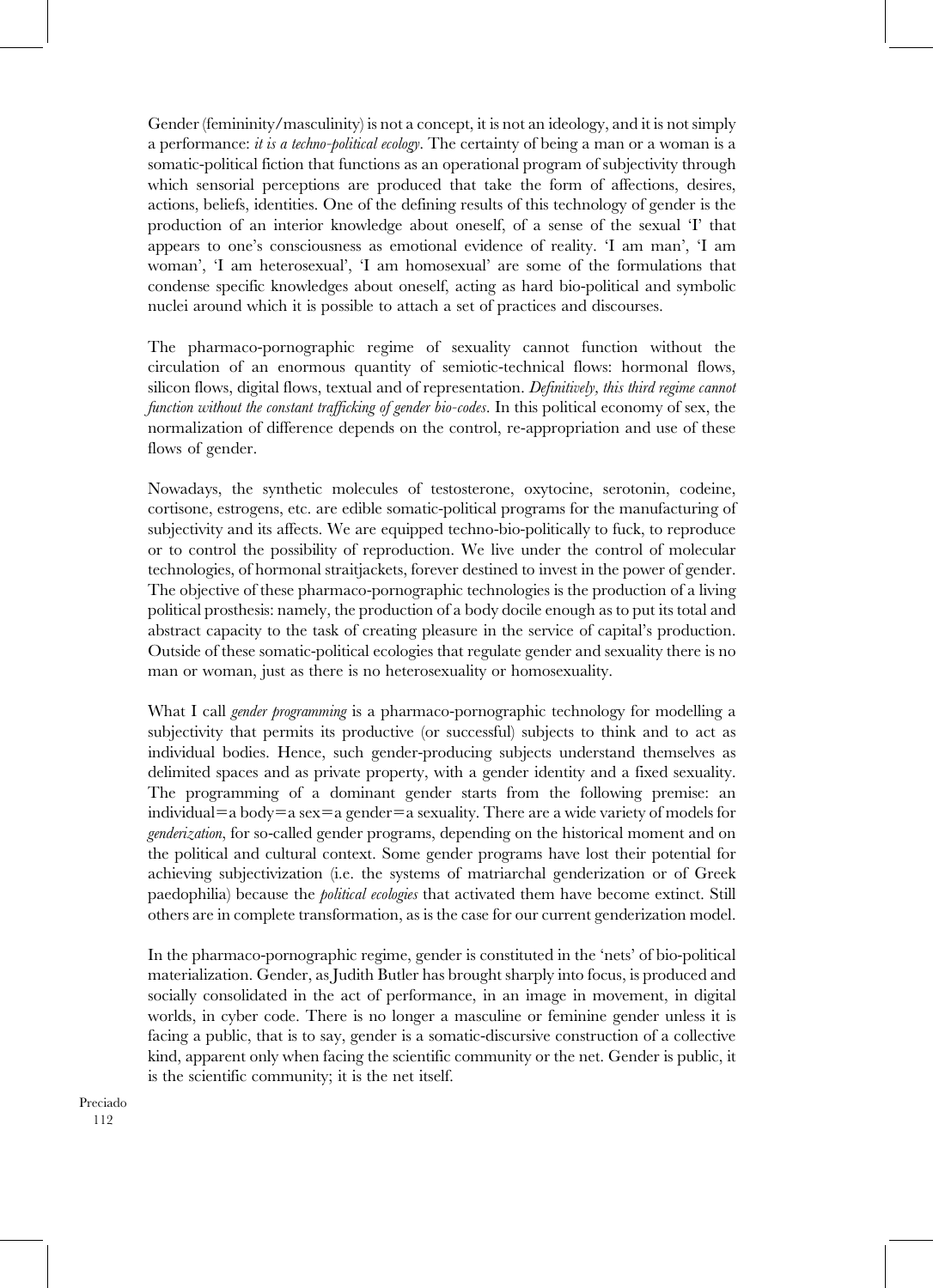Gender (femininity/masculinity) is not a concept, it is not an ideology, and it is not simply a performance: *it is a techno-political ecology*. The certainty of being a man or a woman is a somatic-political fiction that functions as an operational program of subjectivity through which sensorial perceptions are produced that take the form of affections, desires, actions, beliefs, identities. One of the defining results of this technology of gender is the production of an interior knowledge about oneself, of a sense of the sexual 'I' that appears to one's consciousness as emotional evidence of reality. 'I am man', 'I am woman', 'I am heterosexual', 'I am homosexual' are some of the formulations that condense specific knowledges about oneself, acting as hard bio-political and symbolic nuclei around which it is possible to attach a set of practices and discourses.

The pharmaco-pornographic regime of sexuality cannot function without the circulation of an enormous quantity of semiotic-technical flows: hormonal flows, silicon flows, digital flows, textual and of representation. *Definitively, this third regime cannot function without the constant trafficking of gender bio-codes*. In this political economy of sex, the normalization of difference depends on the control, re-appropriation and use of these flows of gender.

Nowadays, the synthetic molecules of testosterone, oxytocine, serotonin, codeine, cortisone, estrogens, etc. are edible somatic-political programs for the manufacturing of subjectivity and its affects. We are equipped techno-bio-politically to fuck, to reproduce or to control the possibility of reproduction. We live under the control of molecular technologies, of hormonal straitjackets, forever destined to invest in the power of gender. The objective of these pharmaco-pornographic technologies is the production of a living political prosthesis: namely, the production of a body docile enough as to put its total and abstract capacity to the task of creating pleasure in the service of capital's production. Outside of these somatic-political ecologies that regulate gender and sexuality there is no man or woman, just as there is no heterosexuality or homosexuality.

What I call *gender programming* is a pharmaco-pornographic technology for modelling a subjectivity that permits its productive (or successful) subjects to think and to act as individual bodies. Hence, such gender-producing subjects understand themselves as delimited spaces and as private property, with a gender identity and a fixed sexuality. The programming of a dominant gender starts from the following premise: an individual=a body=a sex=a gender=a sexuality. There are a wide variety of models for *genderization*, for so-called gender programs, depending on the historical moment and on the political and cultural context. Some gender programs have lost their potential for achieving subjectivization (i.e. the systems of matriarchal genderization or of Greek paedophilia) because the *political ecologies* that activated them have become extinct. Still others are in complete transformation, as is the case for our current genderization model.

In the pharmaco-pornographic regime, gender is constituted in the 'nets' of bio-political materialization. Gender, as Judith Butler has brought sharply into focus, is produced and socially consolidated in the act of performance, in an image in movement, in digital worlds, in cyber code. There is no longer a masculine or feminine gender unless it is facing a public, that is to say, gender is a somatic-discursive construction of a collective kind, apparent only when facing the scientific community or the net. Gender is public, it is the scientific community; it is the net itself.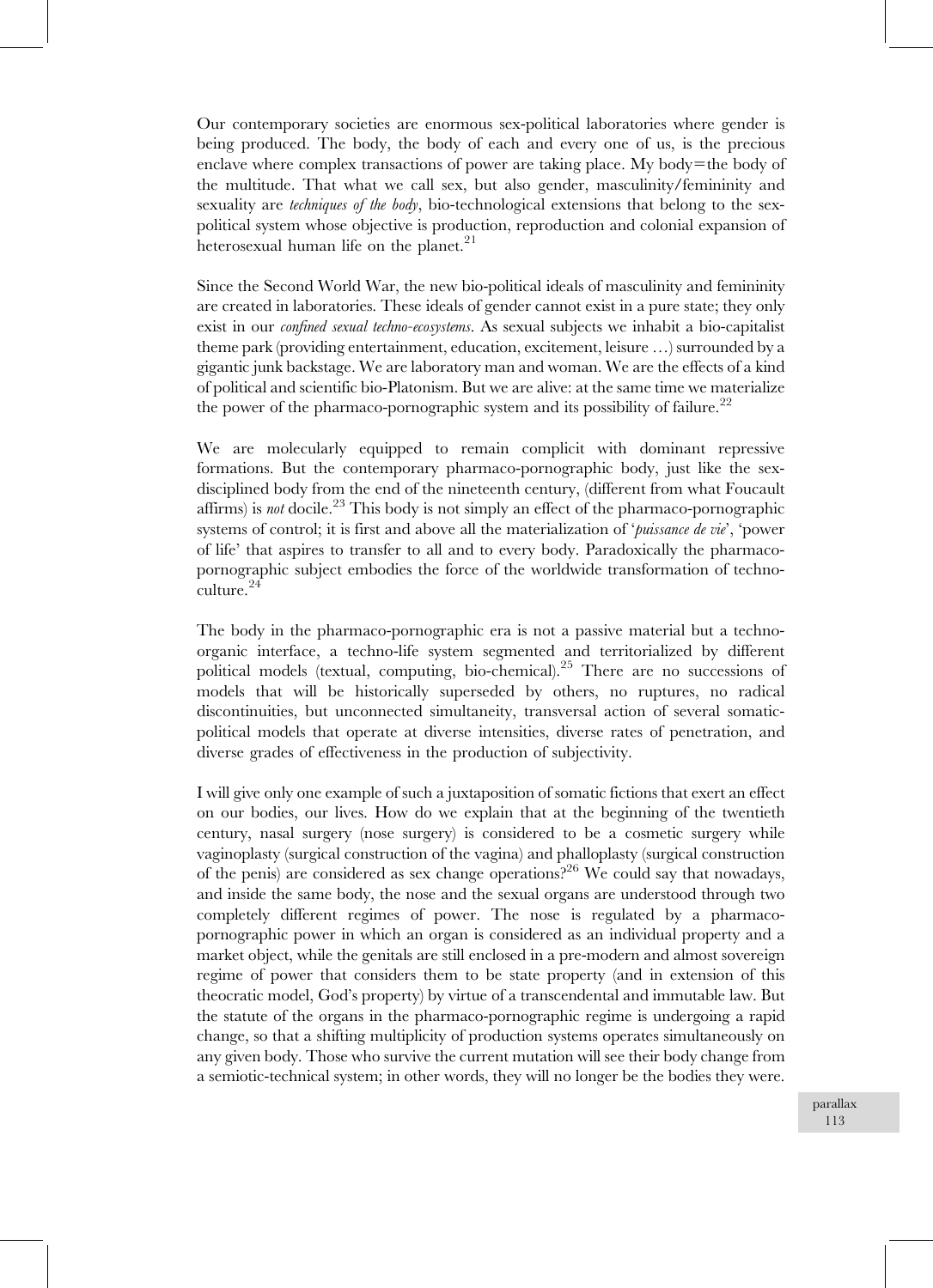Our contemporary societies are enormous sex-political laboratories where gender is being produced. The body, the body of each and every one of us, is the precious enclave where complex transactions of power are taking place. My body=the body of the multitude. That what we call sex, but also gender, masculinity/femininity and sexuality are *techniques of the body*, bio-technological extensions that belong to the sex-political system whose objective is production, reproduction and colonial expansion of heterosexual human life on the planet.[21]

Since the Second World War, the new bio-political ideals of masculinity and femininity are created in laboratories. These ideals of gender cannot exist in a pure state; they only exist in our *confined sexual techno-ecosystems*. As sexual subjects we inhabit a bio-capitalist theme park (providing entertainment, education, excitement, leisure …) surrounded by a gigantic junk backstage. We are laboratory man and woman. We are the effects of a kind of political and scientific bio-Platonism. But we are alive: at the same time we materialize the power of the pharmaco-pornographic system and its possibility of failure.[22]

We are molecularly equipped to remain complicit with dominant repressive formations. But the contemporary pharmaco-pornographic body, just like the sex-disciplined body from the end of the nineteenth century, (different from what Foucault affirms) is *not* docile.[23] This body is not simply an effect of the pharmaco-pornographic systems of control; it is first and above all the materialization of '*puissance de vie*', 'power of life' that aspires to transfer to all and to every body. Paradoxically the pharmaco-pornographic subject embodies the force of the worldwide transformation of techno-culture.[24]

The body in the pharmaco-pornographic era is not a passive material but a techno-organic interface, a techno-life system segmented and territorialized by different political models (textual, computing, bio-chemical).[25] There are no successions of models that will be historically superseded by others, no ruptures, no radical discontinuities, but unconnected simultaneity, transversal action of several somatic-political models that operate at diverse intensities, diverse rates of penetration, and diverse grades of effectiveness in the production of subjectivity.

I will give only one example of such a juxtaposition of somatic fictions that exert an effect on our bodies, our lives. How do we explain that at the beginning of the twentieth century, nasal surgery (nose surgery) is considered to be a cosmetic surgery while vaginoplasty (surgical construction of the vagina) and phalloplasty (surgical construction of the penis) are considered as sex change operations?[26] We could say that nowadays, and inside the same body, the nose and the sexual organs are understood through two completely different regimes of power. The nose is regulated by a pharmaco-pornographic power in which an organ is considered as an individual property and a market object, while the genitals are still enclosed in a pre-modern and almost sovereign regime of power that considers them to be state property (and in extension of this theocratic model, God's property) by virtue of a transcendental and immutable law. But the statute of the organs in the pharmaco-pornographic regime is undergoing a rapid change, so that a shifting multiplicity of production systems operates simultaneously on any given body. Those who survive the current mutation will see their body change from a semiotic-technical system; in other words, they will no longer be the bodies they were.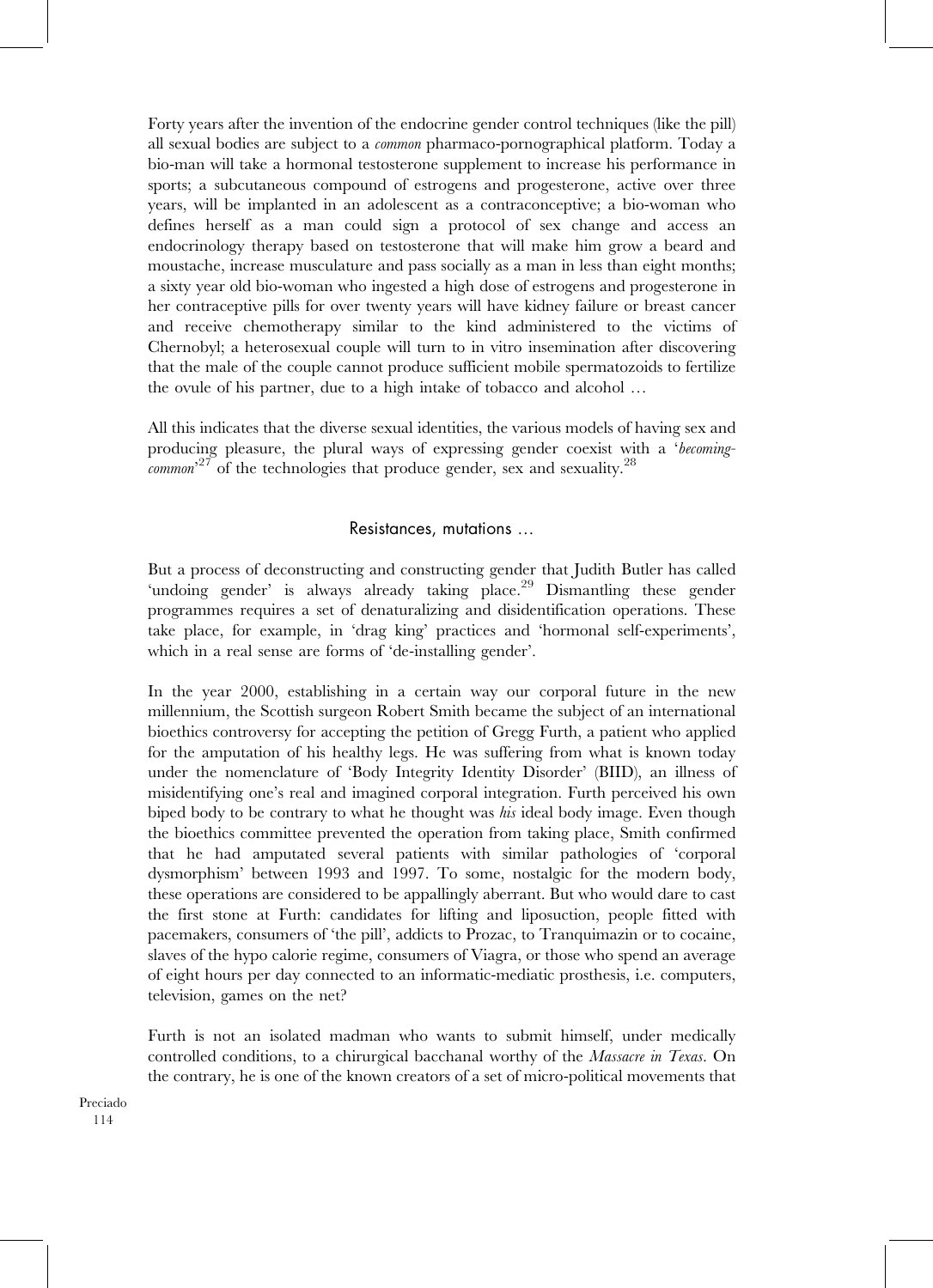Forty years after the invention of the endocrine gender control techniques (like the pill) all sexual bodies are subject to a *common* pharmaco-pornographical platform. Today a bio-man will take a hormonal testosterone supplement to increase his performance in sports; a subcutaneous compound of estrogens and progesterone, active over three years, will be implanted in an adolescent as a contraconceptive; a bio-woman who defines herself as a man could sign a protocol of sex change and access an endocrinology therapy based on testosterone that will make him grow a beard and moustache, increase musculature and pass socially as a man in less than eight months; a sixty year old bio-woman who ingested a high dose of estrogens and progesterone in her contraceptive pills for over twenty years will have kidney failure or breast cancer and receive chemotherapy similar to the kind administered to the victims of Chernobyl; a heterosexual couple will turn to in vitro insemination after discovering that the male of the couple cannot produce sufficient mobile spermatozoids to fertilize the ovule of his partner, due to a high intake of tobacco and alcohol …

All this indicates that the diverse sexual identities, the various models of having sex and producing pleasure, the plural ways of expressing gender coexist with a '*becoming-common*'[27] of the technologies that produce gender, sex and sexuality.[28]

## Resistances, mutations …

But a process of deconstructing and constructing gender that Judith Butler has called 'undoing gender' is always already taking place.[29] Dismantling these gender programmes requires a set of denaturalizing and disidentification operations. These take place, for example, in 'drag king' practices and 'hormonal self-experiments', which in a real sense are forms of 'de-installing gender'.

In the year 2000, establishing in a certain way our corporal future in the new millennium, the Scottish surgeon Robert Smith became the subject of an international bioethics controversy for accepting the petition of Gregg Furth, a patient who applied for the amputation of his healthy legs. He was suffering from what is known today under the nomenclature of 'Body Integrity Identity Disorder' (BIID), an illness of misidentifying one's real and imagined corporal integration. Furth perceived his own biped body to be contrary to what he thought was *his* ideal body image. Even though the bioethics committee prevented the operation from taking place, Smith confirmed that he had amputated several patients with similar pathologies of 'corporal dysmorphism' between 1993 and 1997. To some, nostalgic for the modern body, these operations are considered to be appallingly aberrant. But who would dare to cast the first stone at Furth: candidates for lifting and liposuction, people fitted with pacemakers, consumers of 'the pill', addicts to Prozac, to Tranquimazin or to cocaine, slaves of the hypo calorie regime, consumers of Viagra, or those who spend an average of eight hours per day connected to an informatic-mediatic prosthesis, i.e. computers, television, games on the net?

Furth is not an isolated madman who wants to submit himself, under medically controlled conditions, to a chirurgical bacchanal worthy of the *Massacre in Texas*. On the contrary, he is one of the known creators of a set of micro-political movements that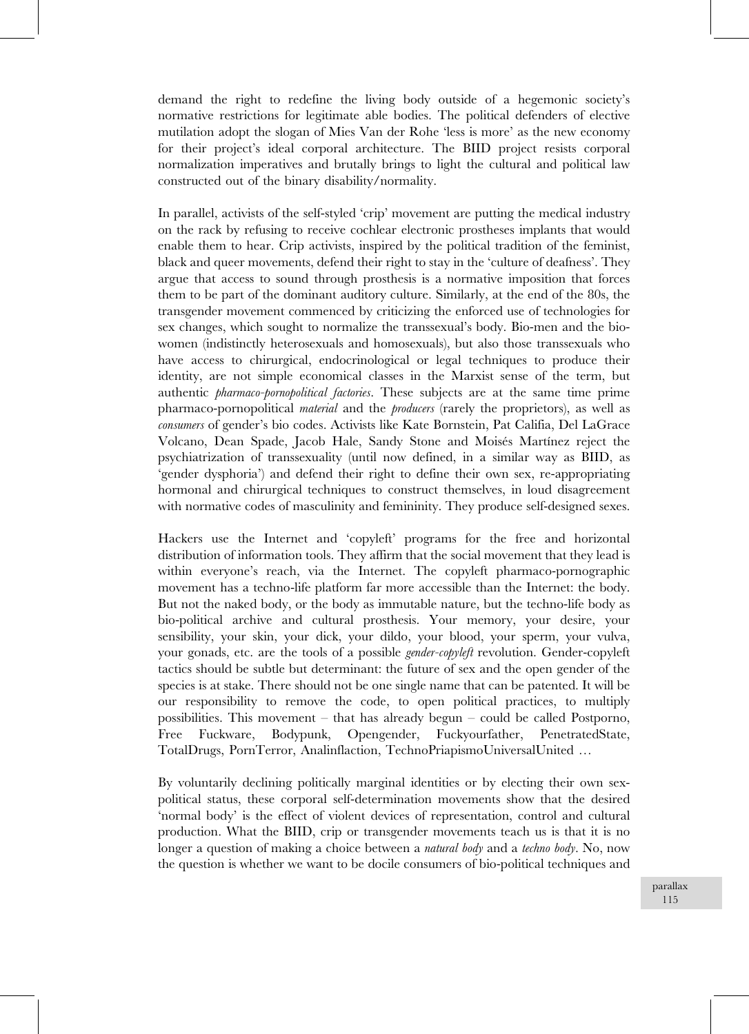demand the right to redefine the living body outside of a hegemonic society's normative restrictions for legitimate able bodies. The political defenders of elective mutilation adopt the slogan of Mies Van der Rohe 'less is more' as the new economy for their project's ideal corporal architecture. The BIID project resists corporal normalization imperatives and brutally brings to light the cultural and political law constructed out of the binary disability/normality.

In parallel, activists of the self-styled 'crip' movement are putting the medical industry on the rack by refusing to receive cochlear electronic prostheses implants that would enable them to hear. Crip activists, inspired by the political tradition of the feminist, black and queer movements, defend their right to stay in the 'culture of deafness'. They argue that access to sound through prosthesis is a normative imposition that forces them to be part of the dominant auditory culture. Similarly, at the end of the 80s, the transgender movement commenced by criticizing the enforced use of technologies for sex changes, which sought to normalize the transsexual's body. Bio-men and the bio-women (indistinctly heterosexuals and homosexuals), but also those transsexuals who have access to chirurgical, endocrinological or legal techniques to produce their identity, are not simple economical classes in the Marxist sense of the term, but authentic *pharmaco-pornopolitical factories*. These subjects are at the same time prime pharmaco-pornopolitical *material* and the *producers* (rarely the proprietors), as well as *consumers* of gender's bio codes. Activists like Kate Bornstein, Pat Califia, Del LaGrace Volcano, Dean Spade, Jacob Hale, Sandy Stone and Moisés Martínez reject the psychiatrization of transsexuality (until now defined, in a similar way as BIID, as 'gender dysphoria') and defend their right to define their own sex, re-appropriating hormonal and chirurgical techniques to construct themselves, in loud disagreement with normative codes of masculinity and femininity. They produce self-designed sexes.

Hackers use the Internet and 'copyleft' programs for the free and horizontal distribution of information tools. They affirm that the social movement that they lead is within everyone's reach, via the Internet. The copyleft pharmaco-pornographic movement has a techno-life platform far more accessible than the Internet: the body. But not the naked body, or the body as immutable nature, but the techno-life body as bio-political archive and cultural prosthesis. Your memory, your desire, your sensibility, your skin, your dick, your dildo, your blood, your sperm, your vulva, your gonads, etc. are the tools of a possible *gender-copyleft* revolution. Gender-copyleft tactics should be subtle but determinant: the future of sex and the open gender of the species is at stake. There should not be one single name that can be patented. It will be our responsibility to remove the code, to open political practices, to multiply possibilities. This movement – that has already begun – could be called Postporno, Free Fuckware, Bodypunk, Opengender, Fuckyourfather, PenetratedState, TotalDrugs, PornTerror, Analinflaction, TechnoPriapismoUniversalUnited …

By voluntarily declining politically marginal identities or by electing their own sex-political status, these corporal self-determination movements show that the desired 'normal body' is the effect of violent devices of representation, control and cultural production. What the BIID, crip or transgender movements teach us is that it is no longer a question of making a choice between a *natural body* and a *techno body*. No, now the question is whether we want to be docile consumers of bio-political techniques and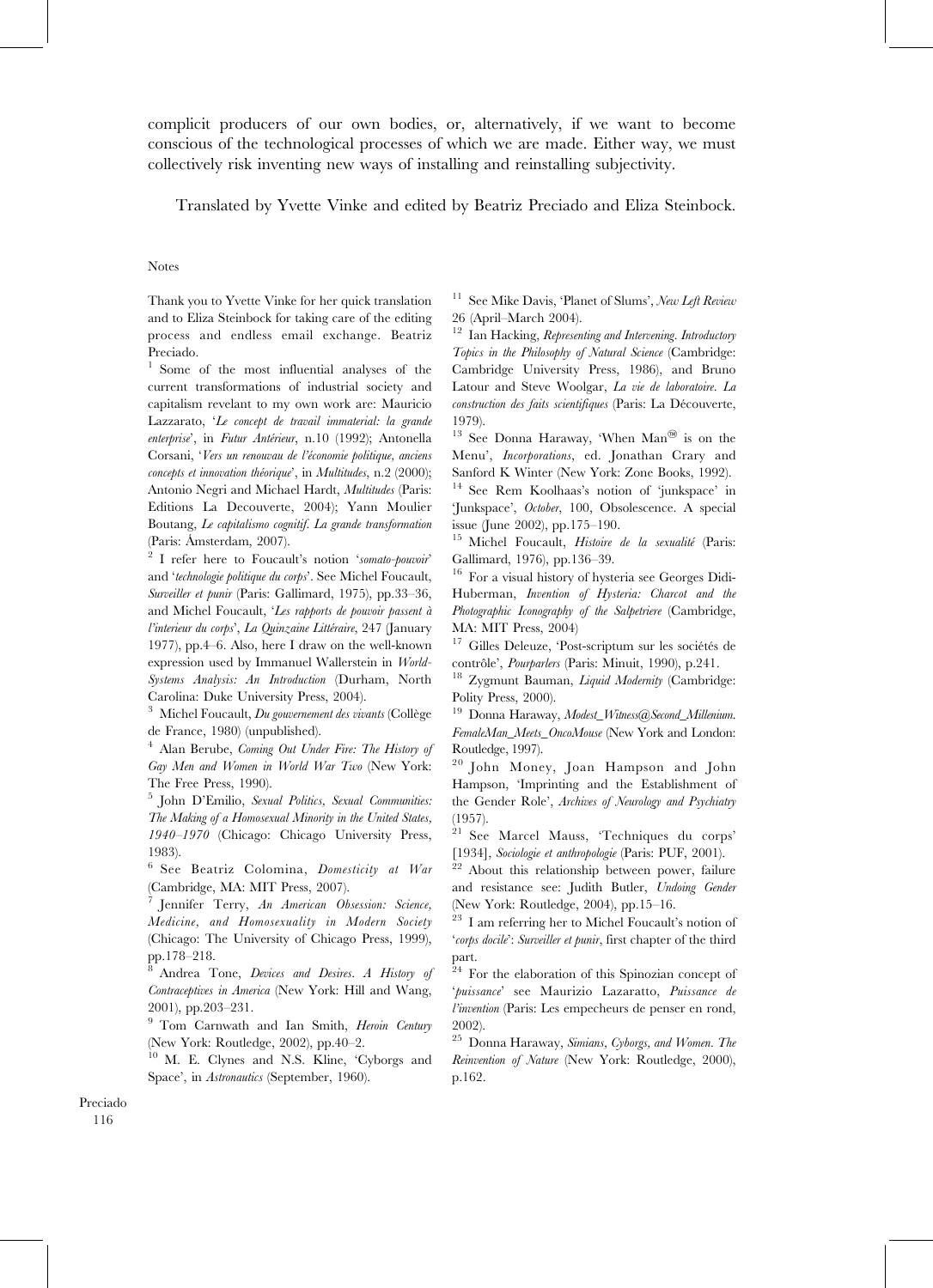complicit producers of our own bodies, or, alternatively, if we want to become conscious of the technological processes of which we are made. Either way, we must collectively risk inventing new ways of installing and reinstalling subjectivity.

Translated by Yvette Vinke and edited by Beatriz Preciado and Eliza Steinbock.

Notes

Thank you to Yvette Vinke for her quick translation and to Eliza Steinbock for taking care of the editing process and endless email exchange. Beatriz Preciado.

[1] Some of the most influential analyses of the current transformations of industrial society and capitalism revelant to my own work are: Mauricio Lazzarato, '*Le concept de travail immaterial: la grande enterprise*', in *Futur Antérieur*, n.10 (1992); Antonella Corsani, '*Vers un renouvau de l'économie politique, anciens concepts et innovation théorique*', in *Multitudes*, n.2 (2000); Antonio Negri and Michael Hardt, *Multitudes* (Paris: Editions La Decouverte, 2004); Yann Moulier Boutang, *Le capitalismo cognitif. La grande transformation* (Paris: Ámsterdam, 2007).

[2] I refer here to Foucault's notion '*somato-pouvoir*' and '*technologie politique du corps*'. See Michel Foucault, *Surveiller et punir* (Paris: Gallimard, 1975), pp.33–36, and Michel Foucault, '*Les rapports de pouvoir passent à l'interieur du corps*', *La Quinzaine Littéraire*, 247 (January 1977), pp.4–6. Also, here I draw on the well-known expression used by Immanuel Wallerstein in *World-Systems Analysis: An Introduction* (Durham, North Carolina: Duke University Press, 2004).

[3] Michel Foucault, *Du gouvernement des vivants* (Collège de France, 1980) (unpublished).

[4] Alan Berube, *Coming Out Under Fire: The History of Gay Men and Women in World War Two* (New York: The Free Press, 1990).

[5] John D'Emilio, *Sexual Politics, Sexual Communities: The Making of a Homosexual Minority in the United States, 1940–1970* (Chicago: Chicago University Press, 1983).

[6] See Beatriz Colomina, *Domesticity at War* (Cambridge, MA: MIT Press, 2007).

[7] Jennifer Terry, *An American Obsession: Science, Medicine, and Homosexuality in Modern Society* (Chicago: The University of Chicago Press, 1999), pp.178–218.

[8] Andrea Tone, *Devices and Desires. A History of Contraceptives in America* (New York: Hill and Wang, 2001), pp.203–231.

[9] Tom Carnwath and Ian Smith, *Heroin Century* (New York: Routledge, 2002), pp.40–2.

[10] M. E. Clynes and N.S. Kline, 'Cyborgs and Space', in *Astronautics* (September, 1960).

[11] See Mike Davis, 'Planet of Slums', *New Left Review* 26 (April–March 2004).

[12] Ian Hacking, *Representing and Intervening. Introductory Topics in the Philosophy of Natural Science* (Cambridge: Cambridge University Press, 1986), and Bruno Latour and Steve Woolgar, *La vie de laboratoire. La construction des faits scientifiques* (Paris: La Découverte, 1979).

[13] See Donna Haraway, 'When Man® is on the Menu', *Incorporations*, ed. Jonathan Crary and Sanford K Winter (New York: Zone Books, 1992).

[14] See Rem Koolhaas's notion of 'junkspace' in 'Junkspace', *October*, 100, Obsolescence. A special issue (June 2002), pp.175–190.

[15] Michel Foucault, *Histoire de la sexualité* (Paris: Gallimard, 1976), pp.136–39.

[16] For a visual history of hysteria see Georges Didi-Huberman, *Invention of Hysteria: Charcot and the Photographic Iconography of the Salpetriere* (Cambridge, MA: MIT Press, 2004)

[17] Gilles Deleuze, 'Post-scriptum sur les sociétés de contrôle', *Pourparlers* (Paris: Minuit, 1990), p.241.

[18] Zygmunt Bauman, *Liquid Modernity* (Cambridge: Polity Press, 2000).

[19] Donna Haraway, *Modest_Witness@Second_Millenium. FemaleMan_Meets_OncoMouse* (New York and London: Routledge, 1997).

[20] John Money, Joan Hampson and John Hampson, 'Imprinting and the Establishment of the Gender Role', *Archives of Neurology and Psychiatry* (1957).

[21] See Marcel Mauss, 'Techniques du corps' [1934], *Sociologie et anthropologie* (Paris: PUF, 2001).

[22] About this relationship between power, failure and resistance see: Judith Butler, *Undoing Gender* (New York: Routledge, 2004), pp.15–16.

[23] I am referring her to Michel Foucault's notion of '*corps docile*': *Surveiller et punir*, first chapter of the third part.

[24] For the elaboration of this Spinozian concept of '*puissance*' see Maurizio Lazaratto, *Puissance de l'invention* (Paris: Les empecheurs de penser en rond, 2002).

[25] Donna Haraway, *Simians, Cyborgs, and Women. The Reinvention of Nature* (New York: Routledge, 2000), p.162.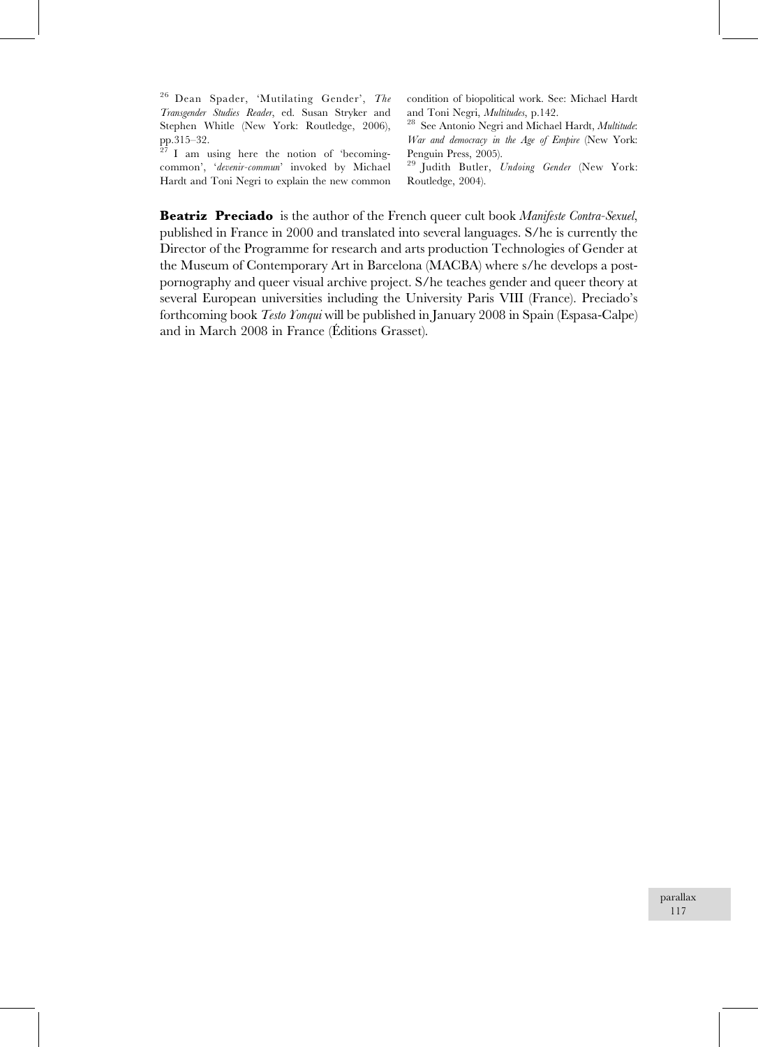[26] Dean Spader, 'Mutilating Gender', *The Transgender Studies Reader*, ed. Susan Stryker and Stephen Whitle (New York: Routledge, 2006), pp.315–32.

[27] I am using here the notion of 'becoming-common', '*devenir-commun*' invoked by Michael Hardt and Toni Negri to explain the new common condition of biopolitical work. See: Michael Hardt and Toni Negri, *Multitudes*, p.142.

[28] See Antonio Negri and Michael Hardt, *Multitude: War and democracy in the Age of Empire* (New York: Penguin Press, 2005).

[29] Judith Butler, *Undoing Gender* (New York: Routledge, 2004).

**Beatriz Preciado** is the author of the French queer cult book *Manifeste Contra-Sexuel*, published in France in 2000 and translated into several languages. S/he is currently the Director of the Programme for research and arts production Technologies of Gender at the Museum of Contemporary Art in Barcelona (MACBA) where s/he develops a post-pornography and queer visual archive project. S/he teaches gender and queer theory at several European universities including the University Paris VIII (France). Preciado's forthcoming book *Testo Yonqui* will be published in January 2008 in Spain (Espasa-Calpe) and in March 2008 in France (Éditions Grasset).